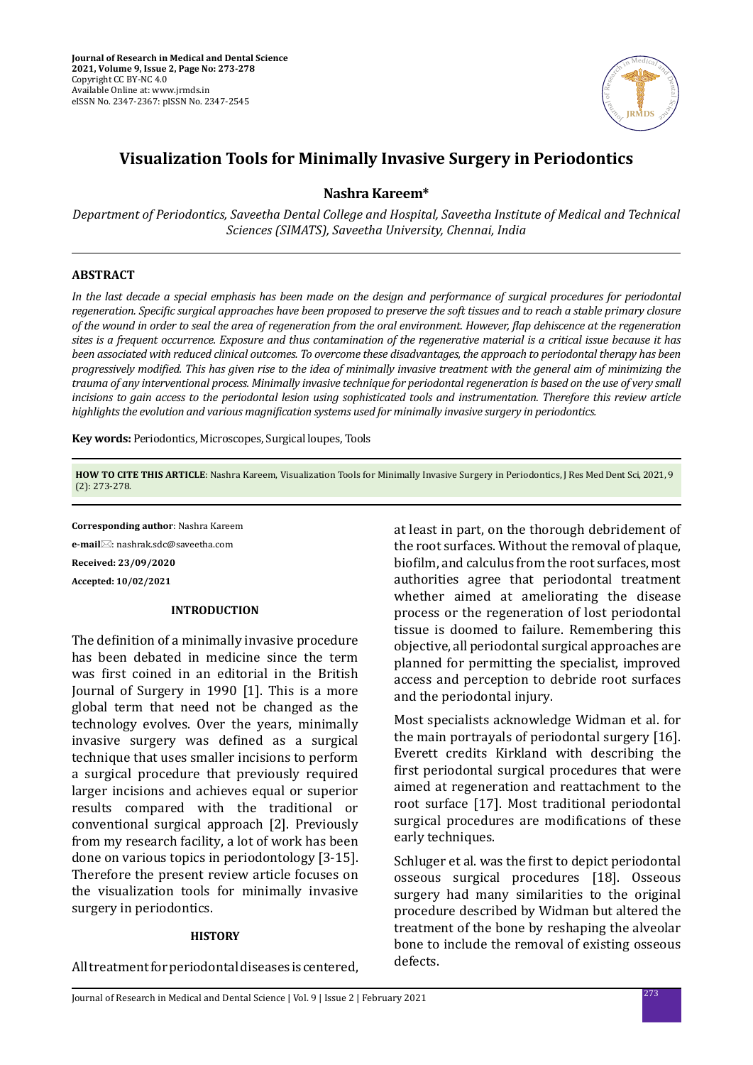# Visualization Tools for Minimally Invasive Surgery in Periodontics

**Nashra Kareem***

*Department of Periodontics, Saveetha Dental College and Hospital, Saveetha Institute of Medical and Technical Sciences (SIMATS), Saveetha University, Chennai, India*

## ABSTRACT

*In the last decade a special emphasis has been made on the design and performance of surgical procedures for periodontal regeneration. Specific surgical approaches have been proposed to preserve the soft tissues and to reach a stable primary closure of the wound in order to seal the area of regeneration from the oral environment. However, flap dehiscence at the regeneration sites is a frequent occurrence. Exposure and thus contamination of the regenerative material is a critical issue because it has been associated with reduced clinical outcomes. To overcome these disadvantages, the approach to periodontal therapy has been progressively modified. This has given rise to the idea of minimally invasive treatment with the general aim of minimizing the trauma of any interventional process. Minimally invasive technique for periodontal regeneration is based on the use of very small incisions to gain access to the periodontal lesion using sophisticated tools and instrumentation. Therefore this review article highlights the evolution and various magnification systems used for minimally invasive surgery in periodontics.*

**Key words:** Periodontics, Microscopes, Surgical loupes, Tools

**HOW TO CITE THIS ARTICLE**: Nashra Kareem, Visualization Tools for Minimally Invasive Surgery in Periodontics, J Res Med Dent Sci, 2021, 9 (2): 273-278.

**Corresponding author**: Nashra Kareem

**e-mail**: nashrak.sdc@saveetha.com

**Received: 23/09/2020**

**Accepted: 10/02/2021**

## INTRODUCTION

The definition of a minimally invasive procedure has been debated in medicine since the term was first coined in an editorial in the British Journal of Surgery in 1990 [1]. This is a more global term that need not be changed as the technology evolves. Over the years, minimally invasive surgery was defined as a surgical technique that uses smaller incisions to perform a surgical procedure that previously required larger incisions and achieves equal or superior results compared with the traditional or conventional surgical approach [2]. Previously from my research facility, a lot of work has been done on various topics in periodontology [3-15]. Therefore the present review article focuses on the visualization tools for minimally invasive surgery in periodontics.

## HISTORY

All treatment for periodontal diseases is centered, at least in part, on the thorough debridement of the root surfaces. Without the removal of plaque, biofilm, and calculus from the root surfaces, most authorities agree that periodontal treatment whether aimed at ameliorating the disease process or the regeneration of lost periodontal tissue is doomed to failure. Remembering this objective, all periodontal surgical approaches are planned for permitting the specialist, improved access and perception to debride root surfaces and the periodontal injury.

Most specialists acknowledge Widman et al. for the main portrayals of periodontal surgery [16]. Everett credits Kirkland with describing the first periodontal surgical procedures that were aimed at regeneration and reattachment to the root surface [17]. Most traditional periodontal surgical procedures are modifications of these early techniques.

Schluger et al. was the first to depict periodontal osseous surgical procedures [18]. Osseous surgery had many similarities to the original procedure described by Widman but altered the treatment of the bone by reshaping the alveolar bone to include the removal of existing osseous defects.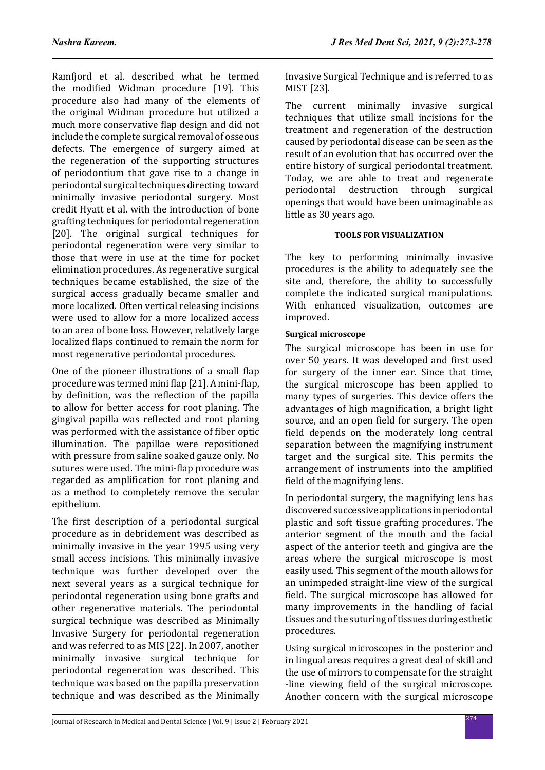Ramfjord et al. described what he termed the modified Widman procedure [19]. This procedure also had many of the elements of the original Widman procedure but utilized a much more conservative flap design and did not include the complete surgical removal of osseous defects. The emergence of surgery aimed at the regeneration of the supporting structures of periodontium that gave rise to a change in periodontal surgical techniques directing toward minimally invasive periodontal surgery. Most credit Hyatt et al. with the introduction of bone grafting techniques for periodontal regeneration [20]. The original surgical techniques for periodontal regeneration were very similar to those that were in use at the time for pocket elimination procedures. As regenerative surgical techniques became established, the size of the surgical access gradually became smaller and more localized. Often vertical releasing incisions were used to allow for a more localized access to an area of bone loss. However, relatively large localized flaps continued to remain the norm for most regenerative periodontal procedures.

One of the pioneer illustrations of a small flap procedure was termed mini flap [21]. A mini-flap, by definition, was the reflection of the papilla to allow for better access for root planing. The gingival papilla was reflected and root planing was performed with the assistance of fiber optic illumination. The papillae were repositioned with pressure from saline soaked gauze only. No sutures were used. The mini-flap procedure was regarded as amplification for root planing and as a method to completely remove the secular epithelium.

The first description of a periodontal surgical procedure as in debridement was described as minimally invasive in the year 1995 using very small access incisions. This minimally invasive technique was further developed over the next several years as a surgical technique for periodontal regeneration using bone grafts and other regenerative materials. The periodontal surgical technique was described as Minimally Invasive Surgery for periodontal regeneration and was referred to as MIS [22]. In 2007, another minimally invasive surgical technique for periodontal regeneration was described. This technique was based on the papilla preservation technique and was described as the Minimally Invasive Surgical Technique and is referred to as MIST [23].

The current minimally invasive surgical techniques that utilize small incisions for the treatment and regeneration of the destruction caused by periodontal disease can be seen as the result of an evolution that has occurred over the entire history of surgical periodontal treatment. Today, we are able to treat and regenerate periodontal destruction through surgical openings that would have been unimaginable as little as 30 years ago.

## TOOLS FOR VISUALIZATION

The key to performing minimally invasive procedures is the ability to adequately see the site and, therefore, the ability to successfully complete the indicated surgical manipulations. With enhanced visualization, outcomes are improved.

### Surgical microscope

The surgical microscope has been in use for over 50 years. It was developed and first used for surgery of the inner ear. Since that time, the surgical microscope has been applied to many types of surgeries. This device offers the advantages of high magnification, a bright light source, and an open field for surgery. The open field depends on the moderately long central separation between the magnifying instrument target and the surgical site. This permits the arrangement of instruments into the amplified field of the magnifying lens.

In periodontal surgery, the magnifying lens has discovered successive applications in periodontal plastic and soft tissue grafting procedures. The anterior segment of the mouth and the facial aspect of the anterior teeth and gingiva are the areas where the surgical microscope is most easily used. This segment of the mouth allows for an unimpeded straight-line view of the surgical field. The surgical microscope has allowed for many improvements in the handling of facial tissues and the suturing of tissues during esthetic procedures.

Using surgical microscopes in the posterior and in lingual areas requires a great deal of skill and the use of mirrors to compensate for the straight -line viewing field of the surgical microscope. Another concern with the surgical microscope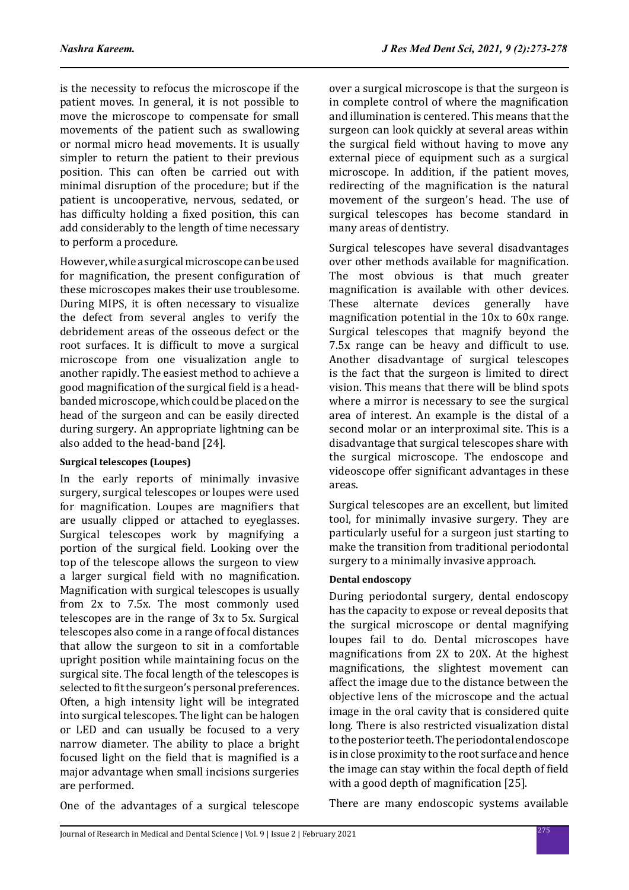is the necessity to refocus the microscope if the patient moves. In general, it is not possible to move the microscope to compensate for small movements of the patient such as swallowing or normal micro head movements. It is usually simpler to return the patient to their previous position. This can often be carried out with minimal disruption of the procedure; but if the patient is uncooperative, nervous, sedated, or has difficulty holding a fixed position, this can add considerably to the length of time necessary to perform a procedure.

However, while a surgical microscope can be used for magnification, the present configuration of these microscopes makes their use troublesome. During MIPS, it is often necessary to visualize the defect from several angles to verify the debridement areas of the osseous defect or the root surfaces. It is difficult to move a surgical microscope from one visualization angle to another rapidly. The easiest method to achieve a good magnification of the surgical field is a head-banded microscope, which could be placed on the head of the surgeon and can be easily directed during surgery. An appropriate lightning can be also added to the head-band [24].

#### Surgical telescopes (Loupes)

In the early reports of minimally invasive surgery, surgical telescopes or loupes were used for magnification. Loupes are magnifiers that are usually clipped or attached to eyeglasses. Surgical telescopes work by magnifying a portion of the surgical field. Looking over the top of the telescope allows the surgeon to view a larger surgical field with no magnification. Magnification with surgical telescopes is usually from 2x to 7.5x. The most commonly used telescopes are in the range of 3x to 5x. Surgical telescopes also come in a range of focal distances that allow the surgeon to sit in a comfortable upright position while maintaining focus on the surgical site. The focal length of the telescopes is selected to fit the surgeon's personal preferences. Often, a high intensity light will be integrated into surgical telescopes. The light can be halogen or LED and can usually be focused to a very narrow diameter. The ability to place a bright focused light on the field that is magnified is a major advantage when small incisions surgeries are performed.

One of the advantages of a surgical telescope over a surgical microscope is that the surgeon is in complete control of where the magnification and illumination is centered. This means that the surgeon can look quickly at several areas within the surgical field without having to move any external piece of equipment such as a surgical microscope. In addition, if the patient moves, redirecting of the magnification is the natural movement of the surgeon's head. The use of surgical telescopes has become standard in many areas of dentistry.

Surgical telescopes have several disadvantages over other methods available for magnification. The most obvious is that much greater magnification is available with other devices. These alternate devices generally have magnification potential in the 10x to 60x range. Surgical telescopes that magnify beyond the 7.5x range can be heavy and difficult to use. Another disadvantage of surgical telescopes is the fact that the surgeon is limited to direct vision. This means that there will be blind spots where a mirror is necessary to see the surgical area of interest. An example is the distal of a second molar or an interproximal site. This is a disadvantage that surgical telescopes share with the surgical microscope. The endoscope and videoscope offer significant advantages in these areas.

Surgical telescopes are an excellent, but limited tool, for minimally invasive surgery. They are particularly useful for a surgeon just starting to make the transition from traditional periodontal surgery to a minimally invasive approach.

#### Dental endoscopy

During periodontal surgery, dental endoscopy has the capacity to expose or reveal deposits that the surgical microscope or dental magnifying loupes fail to do. Dental microscopes have magnifications from 2X to 20X. At the highest magnifications, the slightest movement can affect the image due to the distance between the objective lens of the microscope and the actual image in the oral cavity that is considered quite long. There is also restricted visualization distal to the posterior teeth. The periodontal endoscope is in close proximity to the root surface and hence the image can stay within the focal depth of field with a good depth of magnification [25].

There are many endoscopic systems available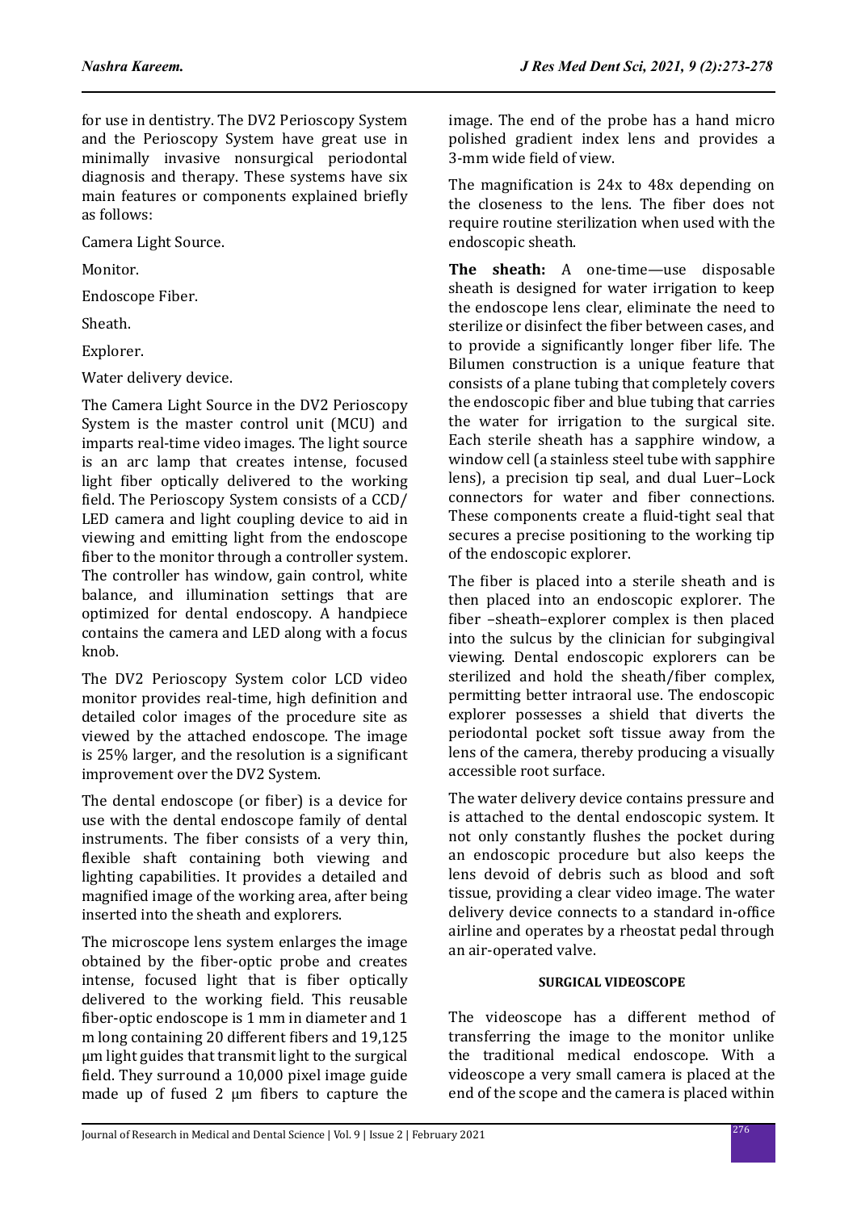for use in dentistry. The DV2 Perioscopy System and the Perioscopy System have great use in minimally invasive nonsurgical periodontal diagnosis and therapy. These systems have six main features or components explained briefly as follows:

Camera Light Source.

Monitor.

Endoscope Fiber.

Sheath.

Explorer.

Water delivery device.

The Camera Light Source in the DV2 Perioscopy System is the master control unit (MCU) and imparts real-time video images. The light source is an arc lamp that creates intense, focused light fiber optically delivered to the working field. The Perioscopy System consists of a CCD/LED camera and light coupling device to aid in viewing and emitting light from the endoscope fiber to the monitor through a controller system. The controller has window, gain control, white balance, and illumination settings that are optimized for dental endoscopy. A handpiece contains the camera and LED along with a focus knob.

The DV2 Perioscopy System color LCD video monitor provides real-time, high definition and detailed color images of the procedure site as viewed by the attached endoscope. The image is 25% larger, and the resolution is a significant improvement over the DV2 System.

The dental endoscope (or fiber) is a device for use with the dental endoscope family of dental instruments. The fiber consists of a very thin, flexible shaft containing both viewing and lighting capabilities. It provides a detailed and magnified image of the working area, after being inserted into the sheath and explorers.

The microscope lens system enlarges the image obtained by the fiber-optic probe and creates intense, focused light that is fiber optically delivered to the working field. This reusable fiber-optic endoscope is 1 mm in diameter and 1 m long containing 20 different fibers and 19,125 µm light guides that transmit light to the surgical field. They surround a 10,000 pixel image guide made up of fused 2 µm fibers to capture the image. The end of the probe has a hand micro polished gradient index lens and provides a 3-mm wide field of view.

The magnification is 24x to 48x depending on the closeness to the lens. The fiber does not require routine sterilization when used with the endoscopic sheath.

**The sheath:** A one-time—use disposable sheath is designed for water irrigation to keep the endoscope lens clear, eliminate the need to sterilize or disinfect the fiber between cases, and to provide a significantly longer fiber life. The Bilumen construction is a unique feature that consists of a plane tubing that completely covers the endoscopic fiber and blue tubing that carries the water for irrigation to the surgical site. Each sterile sheath has a sapphire window, a window cell (a stainless steel tube with sapphire lens), a precision tip seal, and dual Luer–Lock connectors for water and fiber connections. These components create a fluid-tight seal that secures a precise positioning to the working tip of the endoscopic explorer.

The fiber is placed into a sterile sheath and is then placed into an endoscopic explorer. The fiber –sheath–explorer complex is then placed into the sulcus by the clinician for subgingival viewing. Dental endoscopic explorers can be sterilized and hold the sheath/fiber complex, permitting better intraoral use. The endoscopic explorer possesses a shield that diverts the periodontal pocket soft tissue away from the lens of the camera, thereby producing a visually accessible root surface.

The water delivery device contains pressure and is attached to the dental endoscopic system. It not only constantly flushes the pocket during an endoscopic procedure but also keeps the lens devoid of debris such as blood and soft tissue, providing a clear video image. The water delivery device connects to a standard in-office airline and operates by a rheostat pedal through an air-operated valve.

## SURGICAL VIDEOSCOPE

The videoscope has a different method of transferring the image to the monitor unlike the traditional medical endoscope. With a videoscope a very small camera is placed at the end of the scope and the camera is placed within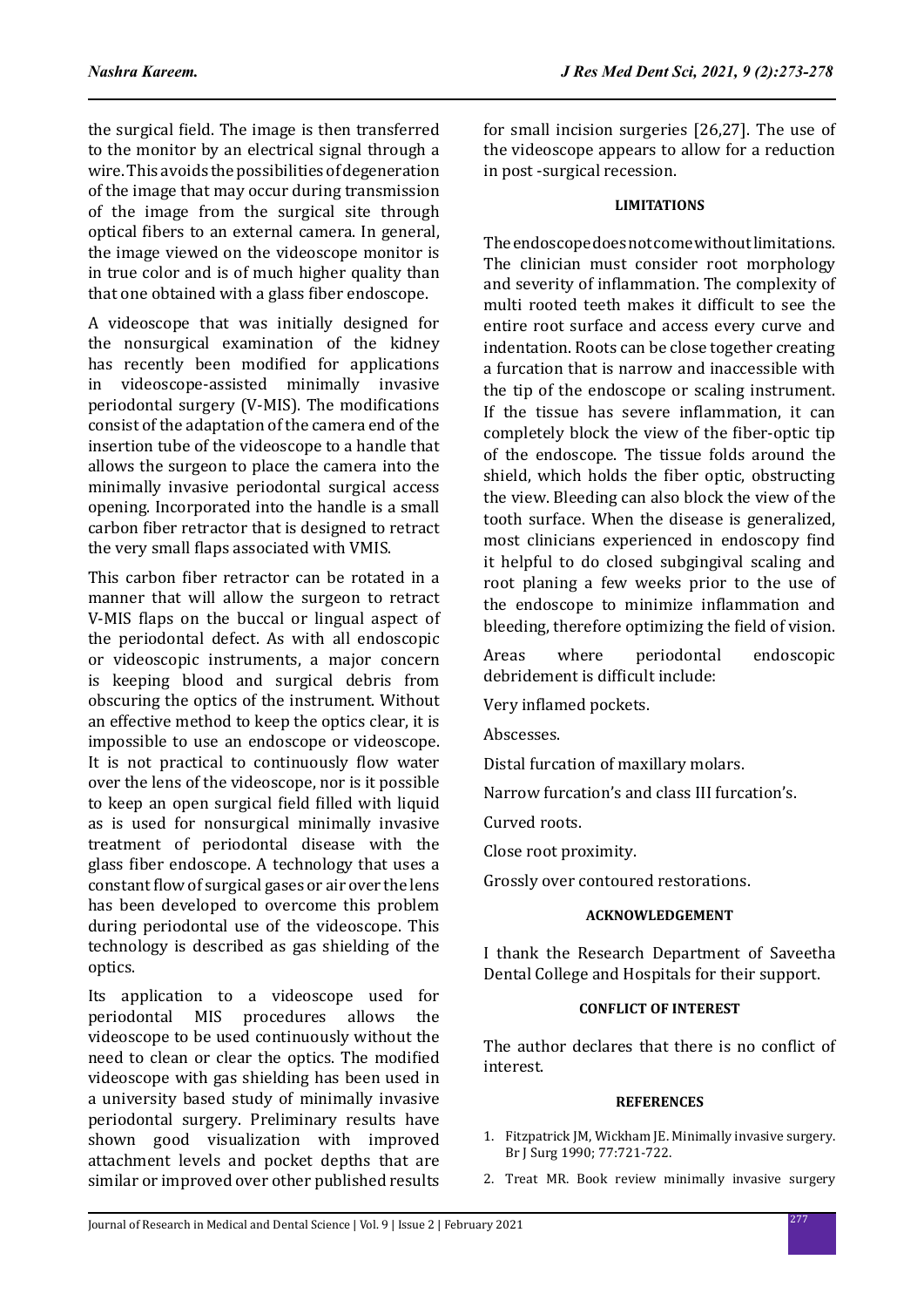the surgical field. The image is then transferred to the monitor by an electrical signal through a wire. This avoids the possibilities of degeneration of the image that may occur during transmission of the image from the surgical site through optical fibers to an external camera. In general, the image viewed on the videoscope monitor is in true color and is of much higher quality than that one obtained with a glass fiber endoscope.

A videoscope that was initially designed for the nonsurgical examination of the kidney has recently been modified for applications in videoscope-assisted minimally invasive periodontal surgery (V-MIS). The modifications consist of the adaptation of the camera end of the insertion tube of the videoscope to a handle that allows the surgeon to place the camera into the minimally invasive periodontal surgical access opening. Incorporated into the handle is a small carbon fiber retractor that is designed to retract the very small flaps associated with VMIS.

This carbon fiber retractor can be rotated in a manner that will allow the surgeon to retract V-MIS flaps on the buccal or lingual aspect of the periodontal defect. As with all endoscopic or videoscopic instruments, a major concern is keeping blood and surgical debris from obscuring the optics of the instrument. Without an effective method to keep the optics clear, it is impossible to use an endoscope or videoscope. It is not practical to continuously flow water over the lens of the videoscope, nor is it possible to keep an open surgical field filled with liquid as is used for nonsurgical minimally invasive treatment of periodontal disease with the glass fiber endoscope. A technology that uses a constant flow of surgical gases or air over the lens has been developed to overcome this problem during periodontal use of the videoscope. This technology is described as gas shielding of the optics.

Its application to a videoscope used for periodontal MIS procedures allows the videoscope to be used continuously without the need to clean or clear the optics. The modified videoscope with gas shielding has been used in a university based study of minimally invasive periodontal surgery. Preliminary results have shown good visualization with improved attachment levels and pocket depths that are similar or improved over other published results for small incision surgeries [26,27]. The use of the videoscope appears to allow for a reduction in post -surgical recession.

## LIMITATIONS

The endoscope does not come without limitations. The clinician must consider root morphology and severity of inflammation. The complexity of multi rooted teeth makes it difficult to see the entire root surface and access every curve and indentation. Roots can be close together creating a furcation that is narrow and inaccessible with the tip of the endoscope or scaling instrument. If the tissue has severe inflammation, it can completely block the view of the fiber-optic tip of the endoscope. The tissue folds around the shield, which holds the fiber optic, obstructing the view. Bleeding can also block the view of the tooth surface. When the disease is generalized, most clinicians experienced in endoscopy find it helpful to do closed subgingival scaling and root planing a few weeks prior to the use of the endoscope to minimize inflammation and bleeding, therefore optimizing the field of vision.

Areas where periodontal endoscopic debridement is difficult include:

Very inflamed pockets.

Abscesses.

Distal furcation of maxillary molars.

Narrow furcation's and class III furcation's.

Curved roots.

Close root proximity.

Grossly over contoured restorations.

## ACKNOWLEDGEMENT

I thank the Research Department of Saveetha Dental College and Hospitals for their support.

## CONFLICT OF INTEREST

The author declares that there is no conflict of interest.

## REFERENCES

1. Fitzpatrick JM, Wickham JE. Minimally invasive surgery. Br J Surg 1990; 77:721-722.
2. Treat MR. Book review minimally invasive surgery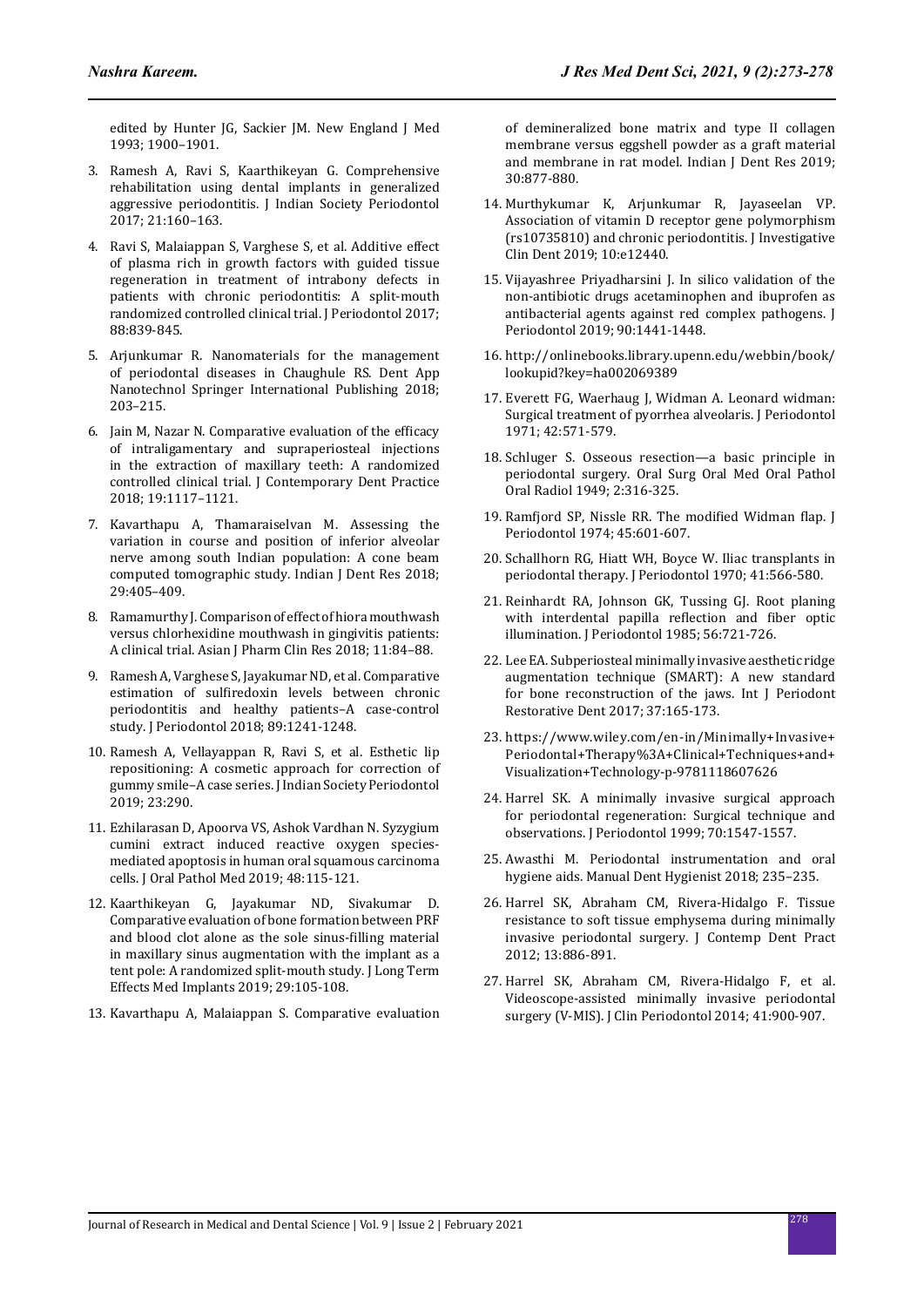edited by Hunter JG, Sackier JM. New England J Med 1993; 1900–1901.

3. Ramesh A, Ravi S, Kaarthikeyan G. Comprehensive rehabilitation using dental implants in generalized aggressive periodontitis. J Indian Society Periodontol 2017; 21:160–163.
4. Ravi S, Malaiappan S, Varghese S, et al. Additive effect of plasma rich in growth factors with guided tissue regeneration in treatment of intrabony defects in patients with chronic periodontitis: A split-mouth randomized controlled clinical trial. J Periodontol 2017; 88:839-845.
5. Arjunkumar R. Nanomaterials for the management of periodontal diseases in Chaughule RS. Dent App Nanotechnol Springer International Publishing 2018; 203–215.
6. Jain M, Nazar N. Comparative evaluation of the efficacy of intraligamentary and supraperiosteal injections in the extraction of maxillary teeth: A randomized controlled clinical trial. J Contemporary Dent Practice 2018; 19:1117–1121.
7. Kavarthapu A, Thamaraiselvan M. Assessing the variation in course and position of inferior alveolar nerve among south Indian population: A cone beam computed tomographic study. Indian J Dent Res 2018; 29:405–409.
8. Ramamurthy J. Comparison of effect of hiora mouthwash versus chlorhexidine mouthwash in gingivitis patients: A clinical trial. Asian J Pharm Clin Res 2018; 11:84–88.
9. Ramesh A, Varghese S, Jayakumar ND, et al. Comparative estimation of sulfiredoxin levels between chronic periodontitis and healthy patients–A case-control study. J Periodontol 2018; 89:1241-1248.
10. Ramesh A, Vellayappan R, Ravi S, et al. Esthetic lip repositioning: A cosmetic approach for correction of gummy smile–A case series. J Indian Society Periodontol 2019; 23:290.
11. Ezhilarasan D, Apoorva VS, Ashok Vardhan N. Syzygium cumini extract induced reactive oxygen species-mediated apoptosis in human oral squamous carcinoma cells. J Oral Pathol Med 2019; 48:115-121.
12. Kaarthikeyan G, Jayakumar ND, Sivakumar D. Comparative evaluation of bone formation between PRF and blood clot alone as the sole sinus-filling material in maxillary sinus augmentation with the implant as a tent pole: A randomized split-mouth study. J Long Term Effects Med Implants 2019; 29:105-108.
13. Kavarthapu A, Malaiappan S. Comparative evaluation of demineralized bone matrix and type II collagen membrane versus eggshell powder as a graft material and membrane in rat model. Indian J Dent Res 2019; 30:877-880.
14. Murthykumar K, Arjunkumar R, Jayaseelan VP. Association of vitamin D receptor gene polymorphism (rs10735810) and chronic periodontitis. J Investigative Clin Dent 2019; 10:e12440.
15. Vijayashree Priyadharsini J. In silico validation of the non-antibiotic drugs acetaminophen and ibuprofen as antibacterial agents against red complex pathogens. J Periodontol 2019; 90:1441-1448.
16. http://onlinebooks.library.upenn.edu/webbin/book/lookupid?key=ha002069389
17. Everett FG, Waerhaug J, Widman A. Leonard widman: Surgical treatment of pyorrhea alveolaris. J Periodontol 1971; 42:571-579.
18. Schluger S. Osseous resection—a basic principle in periodontal surgery. Oral Surg Oral Med Oral Pathol Oral Radiol 1949; 2:316-325.
19. Ramfjord SP, Nissle RR. The modified Widman flap. J Periodontol 1974; 45:601-607.
20. Schallhorn RG, Hiatt WH, Boyce W. Iliac transplants in periodontal therapy. J Periodontol 1970; 41:566-580.
21. Reinhardt RA, Johnson GK, Tussing GJ. Root planing with interdental papilla reflection and fiber optic illumination. J Periodontol 1985; 56:721-726.
22. Lee EA. Subperiosteal minimally invasive aesthetic ridge augmentation technique (SMART): A new standard for bone reconstruction of the jaws. Int J Periodont Restorative Dent 2017; 37:165-173.
23. https://www.wiley.com/en-in/Minimally+Invasive+Periodontal+Therapy%3A+Clinical+Techniques+and+Visualization+Technology-p-9781118607626
24. Harrel SK. A minimally invasive surgical approach for periodontal regeneration: Surgical technique and observations. J Periodontol 1999; 70:1547-1557.
25. Awasthi M. Periodontal instrumentation and oral hygiene aids. Manual Dent Hygienist 2018; 235–235.
26. Harrel SK, Abraham CM, Rivera-Hidalgo F. Tissue resistance to soft tissue emphysema during minimally invasive periodontal surgery. J Contemp Dent Pract 2012; 13:886-891.
27. Harrel SK, Abraham CM, Rivera-Hidalgo F, et al. Videoscope-assisted minimally invasive periodontal surgery (V-MIS). J Clin Periodontol 2014; 41:900-907.